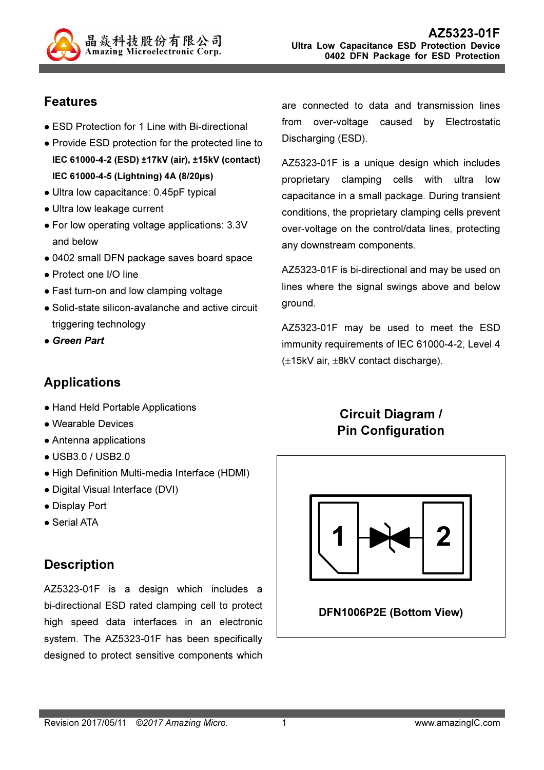# AZ5323-01F

**Ultra Low Capacitance ESD Protection Device**
**0402 DFN Package for ESD Protection**

## Features

- ESD Protection for 1 Line with Bi-directional
- Provide ESD protection for the protected line to
  **IEC 61000-4-2 (ESD) ±17kV (air), ±15kV (contact)**
  **IEC 61000-4-5 (Lightning) 4A (8/20μs)**
- Ultra low capacitance: 0.45pF typical
- Ultra low leakage current
- For low operating voltage applications: 3.3V and below
- 0402 small DFN package saves board space
- Protect one I/O line
- Fast turn-on and low clamping voltage
- Solid-state silicon-avalanche and active circuit triggering technology
- ***Green Part***

## Applications

- Hand Held Portable Applications
- Wearable Devices
- Antenna applications
- USB3.0 / USB2.0
- High Definition Multi-media Interface (HDMI)
- Digital Visual Interface (DVI)
- Display Port
- Serial ATA

## Description

AZ5323-01F is a design which includes a bi-directional ESD rated clamping cell to protect high speed data interfaces in an electronic system. The AZ5323-01F has been specifically designed to protect sensitive components which are connected to data and transmission lines from over-voltage caused by Electrostatic Discharging (ESD).

AZ5323-01F is a unique design which includes proprietary clamping cells with ultra low capacitance in a small package. During transient conditions, the proprietary clamping cells prevent over-voltage on the control/data lines, protecting any downstream components.

AZ5323-01F is bi-directional and may be used on lines where the signal swings above and below ground.

AZ5323-01F may be used to meet the ESD immunity requirements of IEC 61000-4-2, Level 4 (±15kV air, ±8kV contact discharge).

## Circuit Diagram / Pin Configuration

1 2

DFN1006P2E (Bottom View)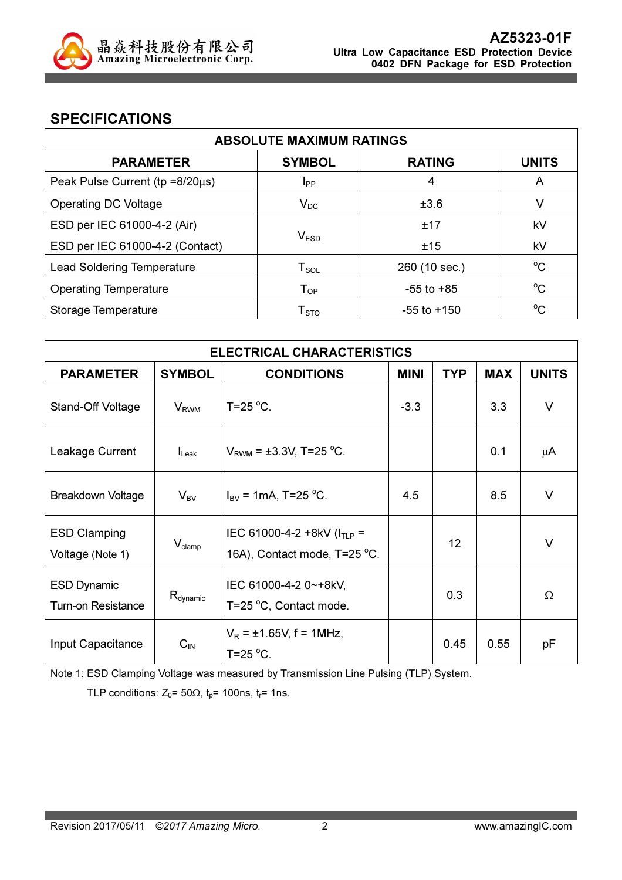## SPECIFICATIONS

| ABSOLUTE MAXIMUM RATINGS | | | |
|---|---|---|---|
| **PARAMETER** | **SYMBOL** | **RATING** | **UNITS** |
| Peak Pulse Current (tp =8/20µs) | $I_{PP}$ | 4 | A |
| Operating DC Voltage | $V_{DC}$ | ±3.6 | V |
| ESD per IEC 61000-4-2 (Air) | $V_{ESD}$ | ±17 | kV |
| ESD per IEC 61000-4-2 (Contact) | | ±15 | kV |
| Lead Soldering Temperature | $T_{SOL}$ | 260 (10 sec.) | °C |
| Operating Temperature | $T_{OP}$ | -55 to +85 | °C |
| Storage Temperature | $T_{STO}$ | -55 to +150 | °C |

| ELECTRICAL CHARACTERISTICS | | | | | | |
|---|---|---|---|---|---|---|
| **PARAMETER** | **SYMBOL** | **CONDITIONS** | **MINI** | **TYP** | **MAX** | **UNITS** |
| Stand-Off Voltage | $V_{RWM}$ | T=25 °C. | -3.3 | | 3.3 | V |
| Leakage Current | $I_{Leak}$ | $V_{RWM}$ = ±3.3V, T=25 °C. | | | 0.1 | µA |
| Breakdown Voltage | $V_{BV}$ | $I_{BV}$ = 1mA, T=25 °C. | 4.5 | | 8.5 | V |
| ESD Clamping Voltage (Note 1) | $V_{clamp}$ | IEC 61000-4-2 +8kV ($I_{TLP}$ = 16A), Contact mode, T=25 °C. | | 12 | | V |
| ESD Dynamic Turn-on Resistance | $R_{dynamic}$ | IEC 61000-4-2 0~+8kV, T=25 °C, Contact mode. | | 0.3 | | Ω |
| Input Capacitance | $C_{IN}$ | $V_R$ = ±1.65V, f = 1MHz, T=25 °C. | | 0.45 | 0.55 | pF |

Note 1: ESD Clamping Voltage was measured by Transmission Line Pulsing (TLP) System.

TLP conditions: $Z_0$= 50Ω, $t_p$= 100ns, $t_r$= 1ns.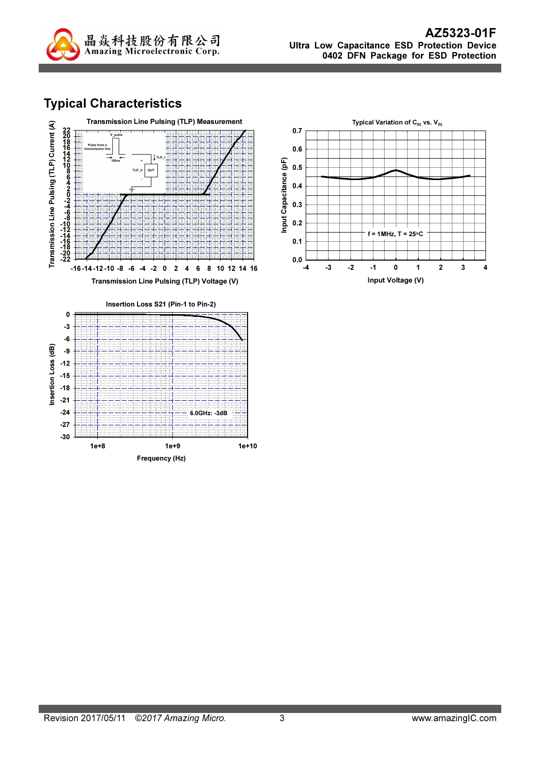## Typical Characteristics

**Transmission Line Pulsing (TLP) Measurement**

Transmission Line Pulsing (TLP) Current (A) vs. Transmission Line Pulsing (TLP) Voltage (V)

**Typical Variation of $C_{IN}$ vs. $V_{IN}$**

Input Capacitance (pF) vs. Input Voltage (V)

f = 1MHz, T = 25°C

**Insertion Loss S21 (Pin-1 to Pin-2)**

Insertion Loss (dB) vs. Frequency (Hz)

6.0GHz: -3dB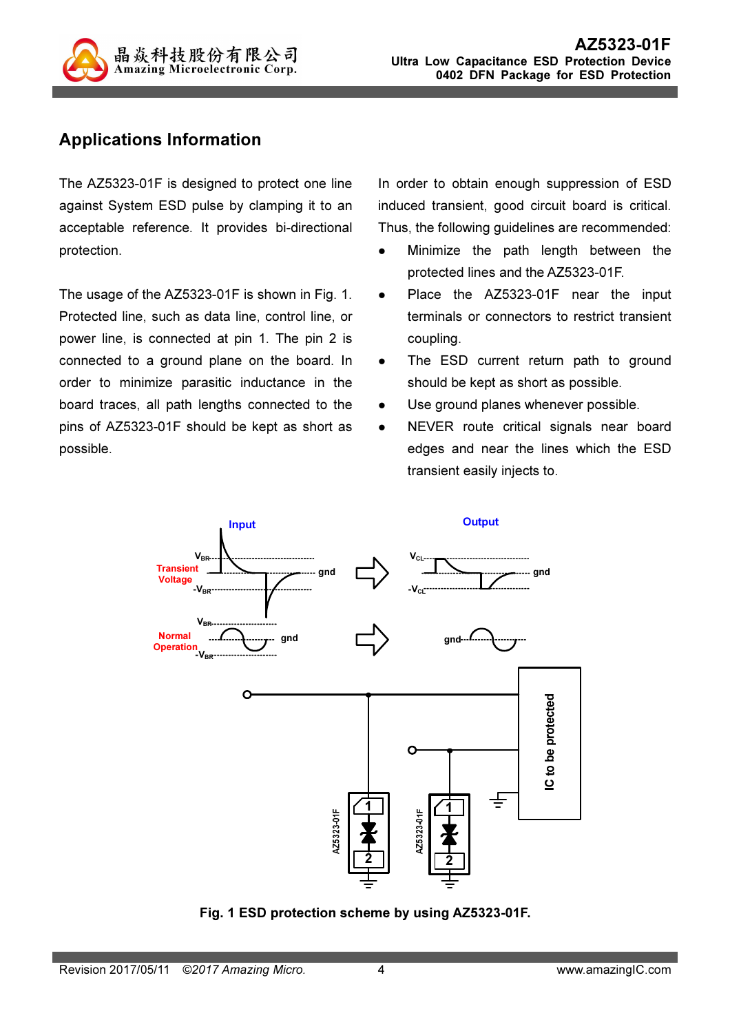## Applications Information

The AZ5323-01F is designed to protect one line against System ESD pulse by clamping it to an acceptable reference. It provides bi-directional protection.

The usage of the AZ5323-01F is shown in Fig. 1. Protected line, such as data line, control line, or power line, is connected at pin 1. The pin 2 is connected to a ground plane on the board. In order to minimize parasitic inductance in the board traces, all path lengths connected to the pins of AZ5323-01F should be kept as short as possible.

In order to obtain enough suppression of ESD induced transient, good circuit board is critical. Thus, the following guidelines are recommended:

- Minimize the path length between the protected lines and the AZ5323-01F.
- Place the AZ5323-01F near the input terminals or connectors to restrict transient coupling.
- The ESD current return path to ground should be kept as short as possible.
- Use ground planes whenever possible.
- NEVER route critical signals near board edges and near the lines which the ESD transient easily injects to.

**Fig. 1 ESD protection scheme by using AZ5323-01F.**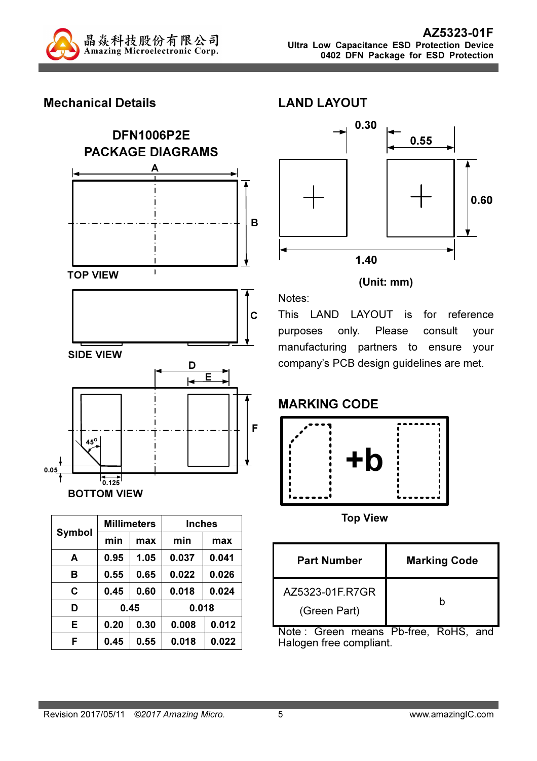## Mechanical Details

### DFN1006P2E PACKAGE DIAGRAMS

TOP VIEW

SIDE VIEW

BOTTOM VIEW

| Symbol | Millimeters | | Inches | |
|---|---|---|---|---|
| | min | max | min | max |
| A | 0.95 | 1.05 | 0.037 | 0.041 |
| B | 0.55 | 0.65 | 0.022 | 0.026 |
| C | 0.45 | 0.60 | 0.018 | 0.024 |
| D | 0.45 | | 0.018 | |
| E | 0.20 | 0.30 | 0.008 | 0.012 |
| F | 0.45 | 0.55 | 0.018 | 0.022 |

## LAND LAYOUT

(Unit: mm)

Notes:

This LAND LAYOUT is for reference purposes only. Please consult your manufacturing partners to ensure your company's PCB design guidelines are met.

## MARKING CODE

+b

Top View

| Part Number | Marking Code |
|---|---|
| AZ5323-01F.R7GR (Green Part) | b |

Note : Green means Pb-free, RoHS, and Halogen free compliant.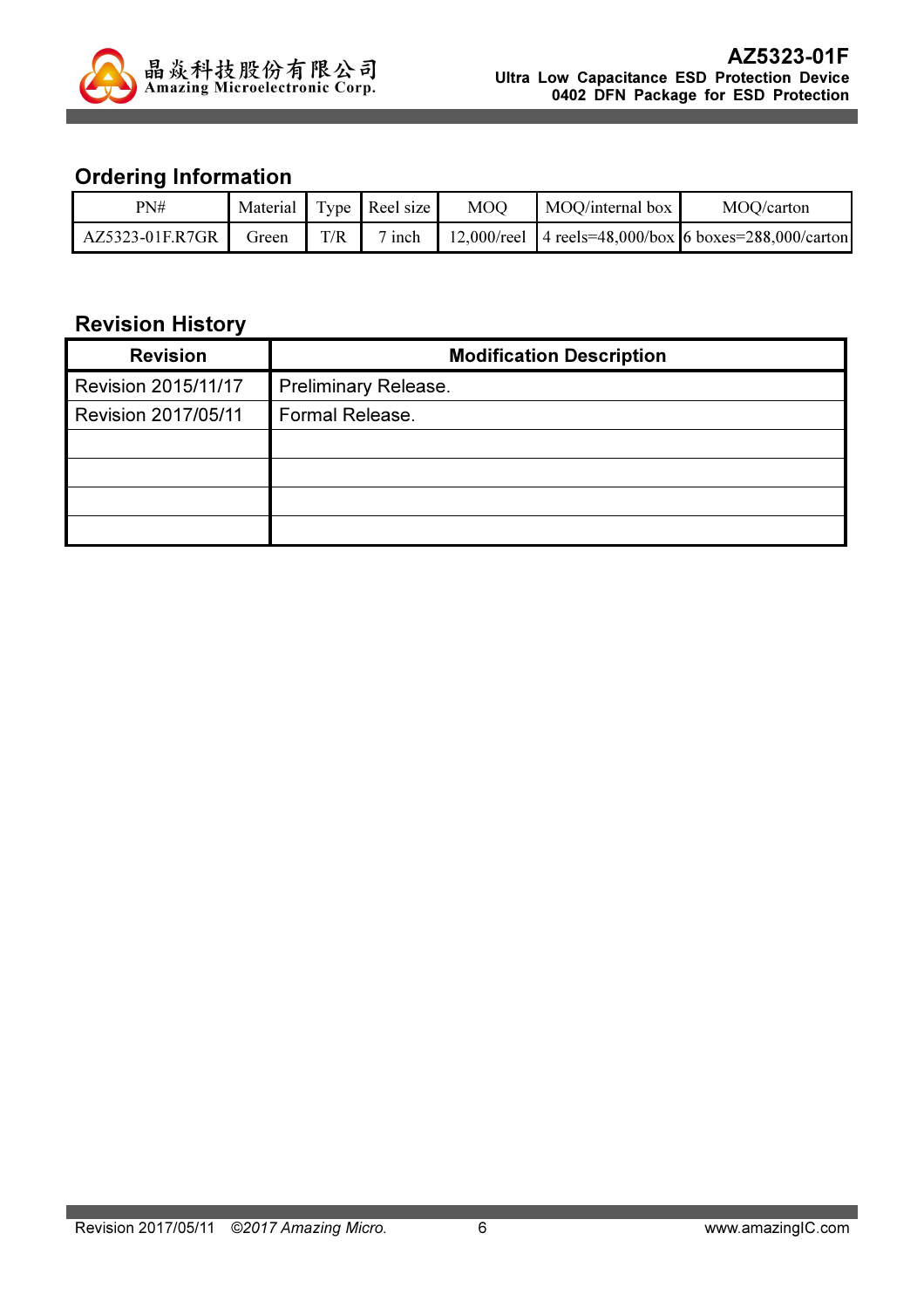## Ordering Information

| PN# | Material | Type | Reel size | MOQ | MOQ/internal box | MOQ/carton |
|---|---|---|---|---|---|---|
| AZ5323-01F.R7GR | Green | T/R | 7 inch | 12,000/reel | 4 reels=48,000/box | 6 boxes=288,000/carton |

## Revision History

| Revision | Modification Description |
|---|---|
| Revision 2015/11/17 | Preliminary Release. |
| Revision 2017/05/11 | Formal Release. |
| | |
| | |
| | |
| | |